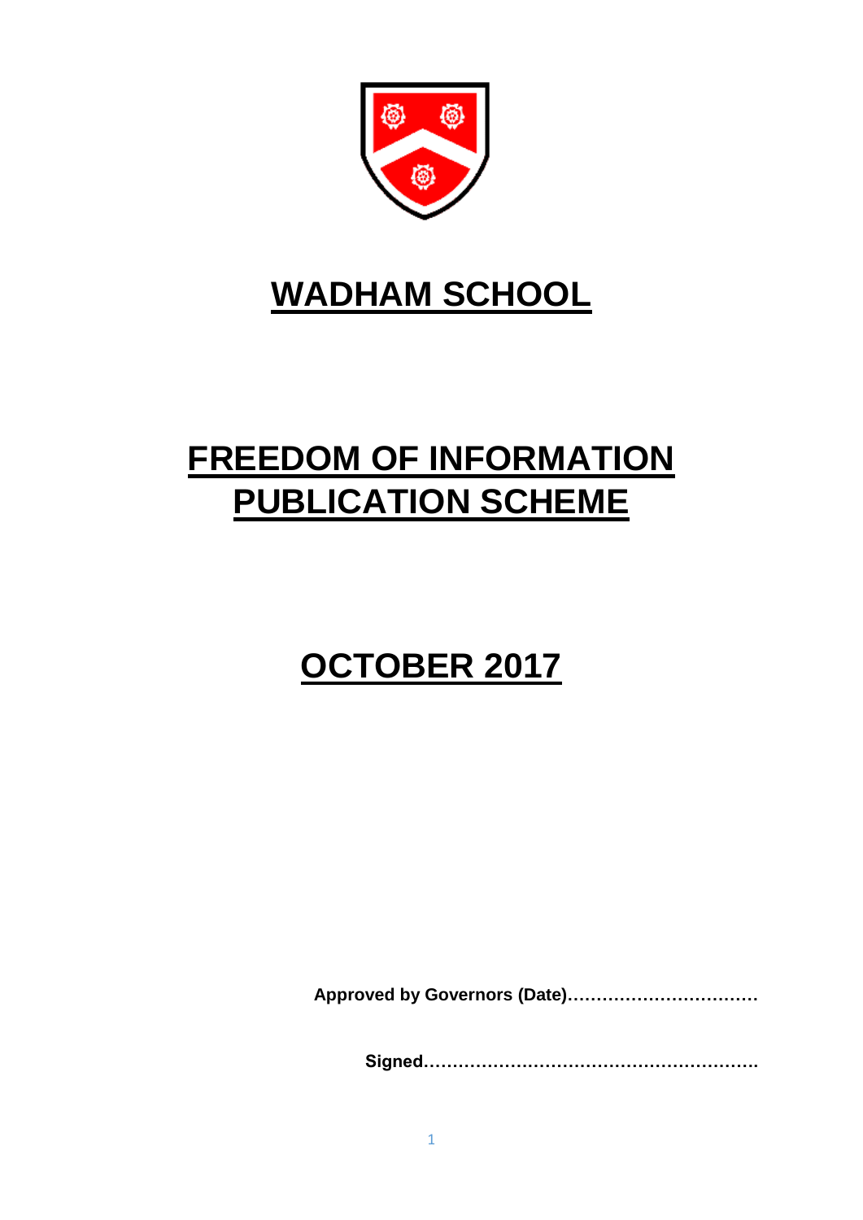# WADHAM SCHOOL

# FREEDOM OF INFORMATION PUBLICATION SCHEME

# OCTOBER 2017

**Approved by Governors (Date)……………………………**

**Signed…………………………………………………….**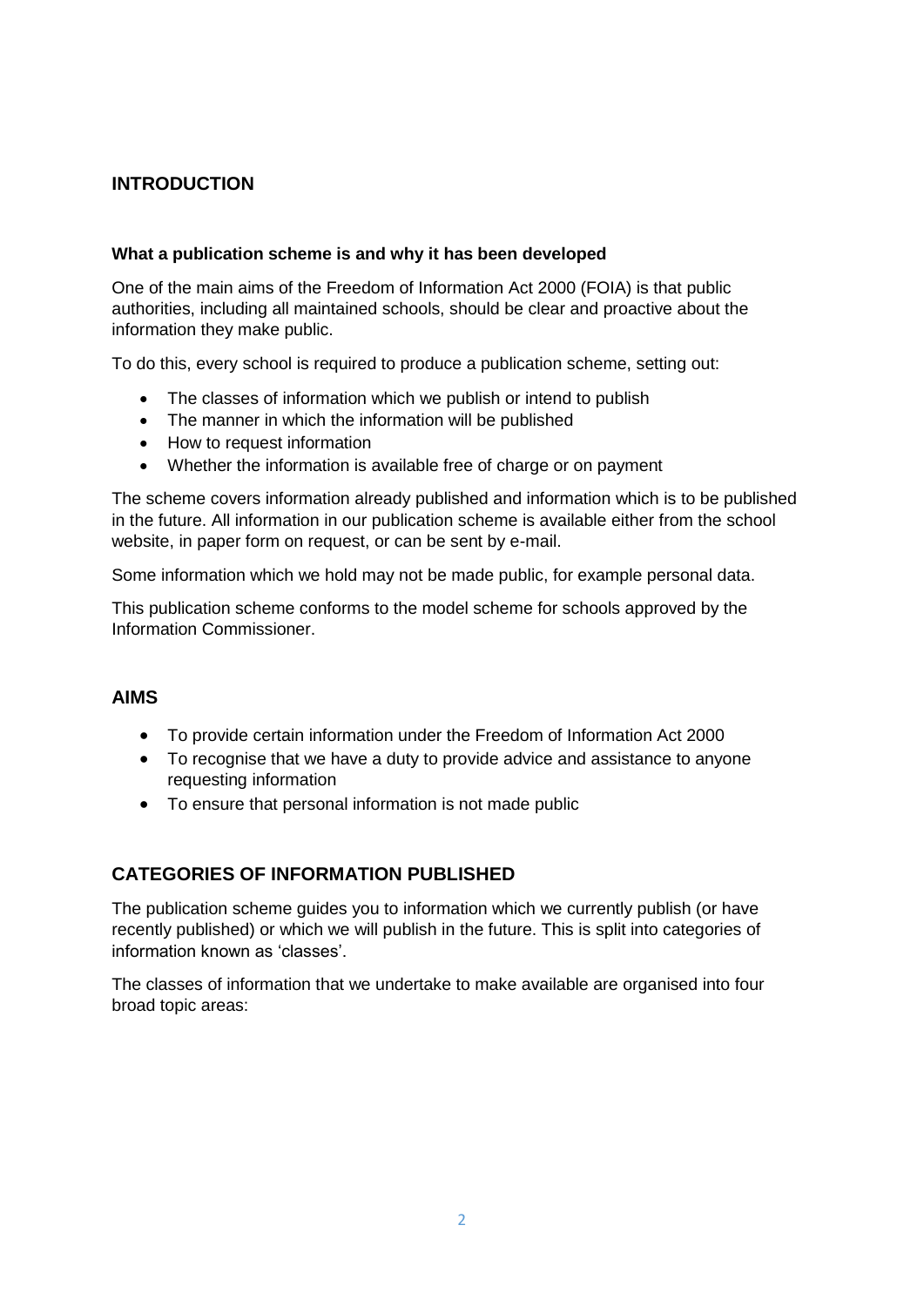## INTRODUCTION

**What a publication scheme is and why it has been developed**

One of the main aims of the Freedom of Information Act 2000 (FOIA) is that public authorities, including all maintained schools, should be clear and proactive about the information they make public.

To do this, every school is required to produce a publication scheme, setting out:

- The classes of information which we publish or intend to publish
- The manner in which the information will be published
- How to request information
- Whether the information is available free of charge or on payment

The scheme covers information already published and information which is to be published in the future. All information in our publication scheme is available either from the school website, in paper form on request, or can be sent by e-mail.

Some information which we hold may not be made public, for example personal data.

This publication scheme conforms to the model scheme for schools approved by the Information Commissioner.

## AIMS

- To provide certain information under the Freedom of Information Act 2000
- To recognise that we have a duty to provide advice and assistance to anyone requesting information
- To ensure that personal information is not made public

## CATEGORIES OF INFORMATION PUBLISHED

The publication scheme guides you to information which we currently publish (or have recently published) or which we will publish in the future. This is split into categories of information known as 'classes'.

The classes of information that we undertake to make available are organised into four broad topic areas: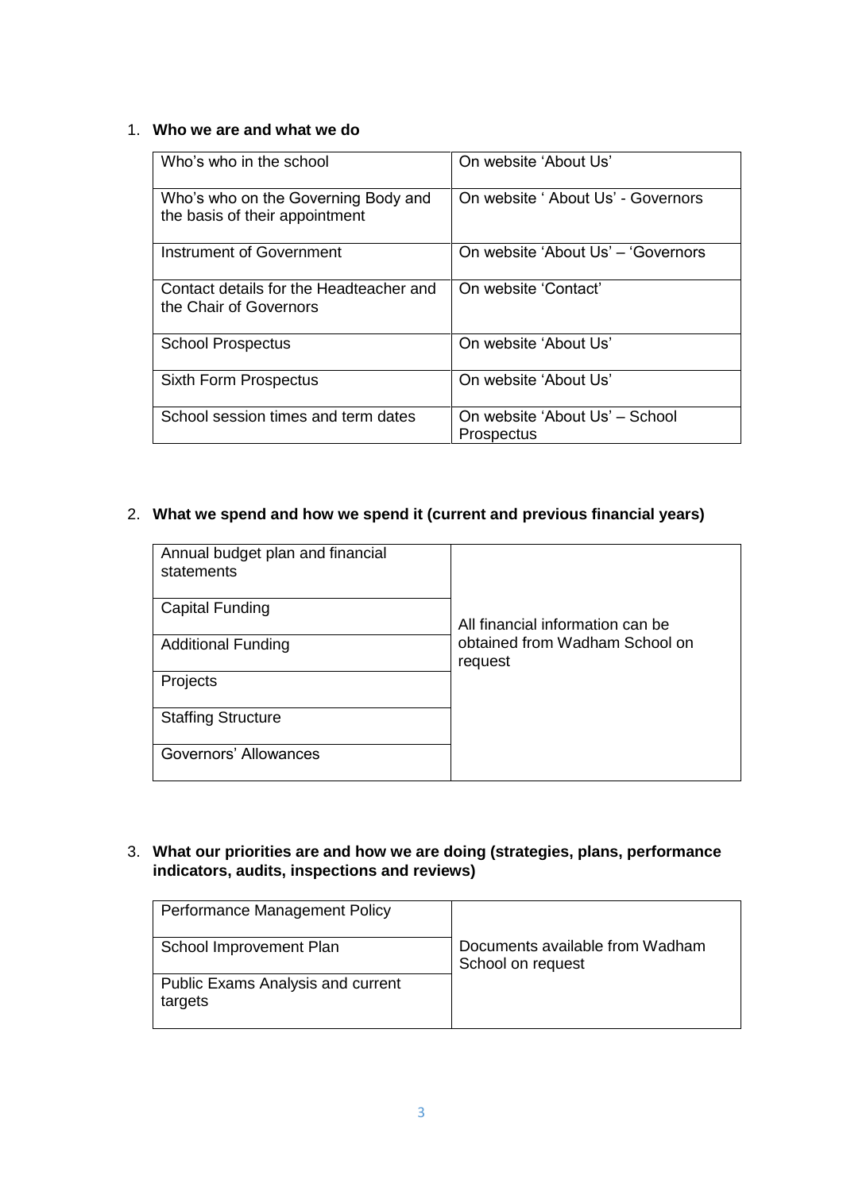1. **Who we are and what we do**

| Who's who in the school | On website 'About Us' |
| --- | --- |
| Who's who on the Governing Body and the basis of their appointment | On website ' About Us' - Governors |
| Instrument of Government | On website 'About Us' – 'Governors |
| Contact details for the Headteacher and the Chair of Governors | On website 'Contact' |
| School Prospectus | On website 'About Us' |
| Sixth Form Prospectus | On website 'About Us' |
| School session times and term dates | On website 'About Us' – School Prospectus |

2. **What we spend and how we spend it (current and previous financial years)**

| Annual budget plan and financial statements | All financial information can be obtained from Wadham School on request |
| --- | --- |
| Capital Funding | |
| Additional Funding | |
| Projects | |
| Staffing Structure | |
| Governors' Allowances | |

3. **What our priorities are and how we are doing (strategies, plans, performance indicators, audits, inspections and reviews)**

| Performance Management Policy | Documents available from Wadham School on request |
| --- | --- |
| School Improvement Plan | |
| Public Exams Analysis and current targets | |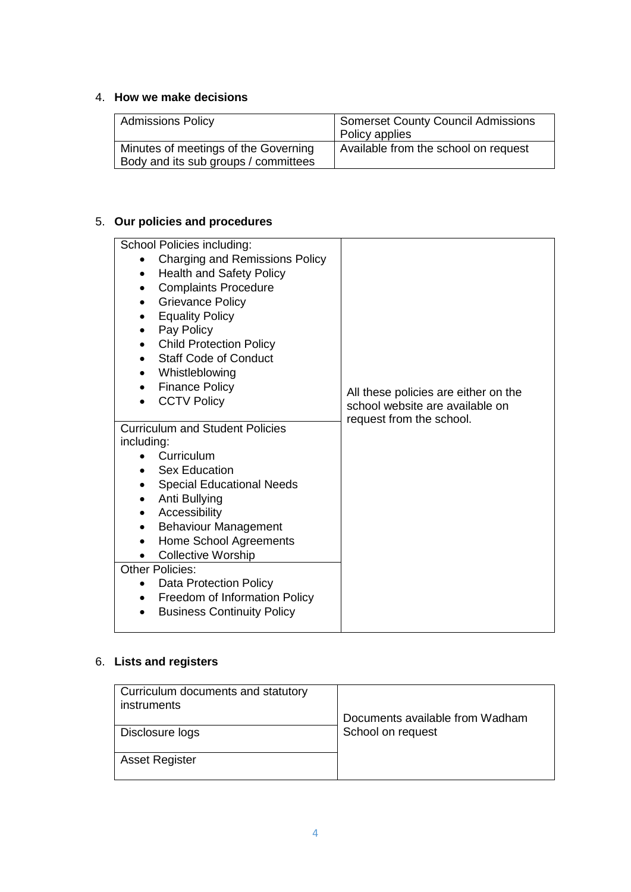4. **How we make decisions**

| Admissions Policy | Somerset County Council Admissions Policy applies |
|---|---|
| Minutes of meetings of the Governing Body and its sub groups / committees | Available from the school on request |

5. **Our policies and procedures**

| School Policies including: <ul><li>Charging and Remissions Policy</li><li>Health and Safety Policy</li><li>Complaints Procedure</li><li>Grievance Policy</li><li>Equality Policy</li><li>Pay Policy</li><li>Child Protection Policy</li><li>Staff Code of Conduct</li><li>Whistleblowing</li><li>Finance Policy</li><li>CCTV Policy</li></ul> | All these policies are either on the school website are available on request from the school. |
|---|---|
| Curriculum and Student Policies including: <ul><li>Curriculum</li><li>Sex Education</li><li>Special Educational Needs</li><li>Anti Bullying</li><li>Accessibility</li><li>Behaviour Management</li><li>Home School Agreements</li><li>Collective Worship</li></ul> | |
| Other Policies: <ul><li>Data Protection Policy</li><li>Freedom of Information Policy</li><li>Business Continuity Policy</li></ul> | |

6. **Lists and registers**

| Curriculum documents and statutory instruments | Documents available from Wadham School on request |
|---|---|
| Disclosure logs | |
| Asset Register | |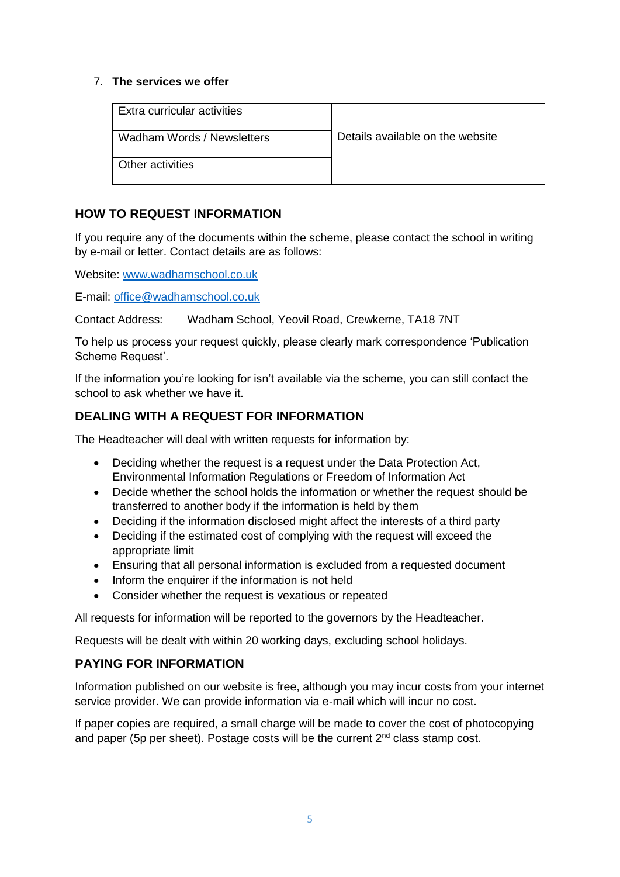7. **The services we offer**

| | |
|---|---|
| Extra curricular activities | Details available on the website |
| Wadham Words / Newsletters | |
| Other activities | |

## HOW TO REQUEST INFORMATION

If you require any of the documents within the scheme, please contact the school in writing by e-mail or letter. Contact details are as follows:

Website: [www.wadhamschool.co.uk](http://www.wadhamschool.co.uk)

E-mail: [office@wadhamschool.co.uk](mailto:office@wadhamschool.co.uk)

Contact Address: Wadham School, Yeovil Road, Crewkerne, TA18 7NT

To help us process your request quickly, please clearly mark correspondence 'Publication Scheme Request'.

If the information you're looking for isn't available via the scheme, you can still contact the school to ask whether we have it.

## DEALING WITH A REQUEST FOR INFORMATION

The Headteacher will deal with written requests for information by:

- Deciding whether the request is a request under the Data Protection Act, Environmental Information Regulations or Freedom of Information Act
- Decide whether the school holds the information or whether the request should be transferred to another body if the information is held by them
- Deciding if the information disclosed might affect the interests of a third party
- Deciding if the estimated cost of complying with the request will exceed the appropriate limit
- Ensuring that all personal information is excluded from a requested document
- Inform the enquirer if the information is not held
- Consider whether the request is vexatious or repeated

All requests for information will be reported to the governors by the Headteacher.

Requests will be dealt with within 20 working days, excluding school holidays.

## PAYING FOR INFORMATION

Information published on our website is free, although you may incur costs from your internet service provider. We can provide information via e-mail which will incur no cost.

If paper copies are required, a small charge will be made to cover the cost of photocopying and paper (5p per sheet). Postage costs will be the current 2nd class stamp cost.